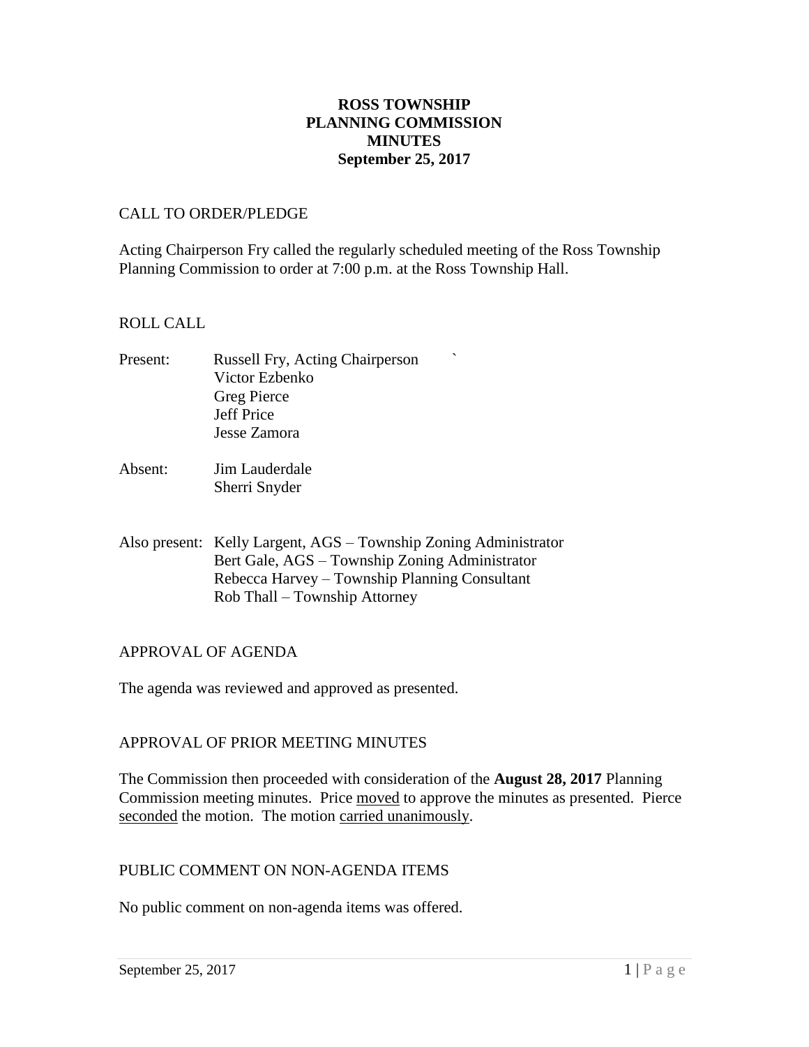# ROSS TOWNSHIP
# PLANNING COMMISSION
# MINUTES
# September 25, 2017

CALL TO ORDER/PLEDGE

Acting Chairperson Fry called the regularly scheduled meeting of the Ross Township Planning Commission to order at 7:00 p.m. at the Ross Township Hall.

ROLL CALL

Present: Russell Fry, Acting Chairperson `
Victor Ezbenko
Greg Pierce
Jeff Price
Jesse Zamora

Absent: Jim Lauderdale
Sherri Snyder

Also present: Kelly Largent, AGS – Township Zoning Administrator
Bert Gale, AGS – Township Zoning Administrator
Rebecca Harvey – Township Planning Consultant
Rob Thall – Township Attorney

APPROVAL OF AGENDA

The agenda was reviewed and approved as presented.

APPROVAL OF PRIOR MEETING MINUTES

The Commission then proceeded with consideration of the **August 28, 2017** Planning Commission meeting minutes. Price moved to approve the minutes as presented. Pierce seconded the motion. The motion carried unanimously.

PUBLIC COMMENT ON NON-AGENDA ITEMS

No public comment on non-agenda items was offered.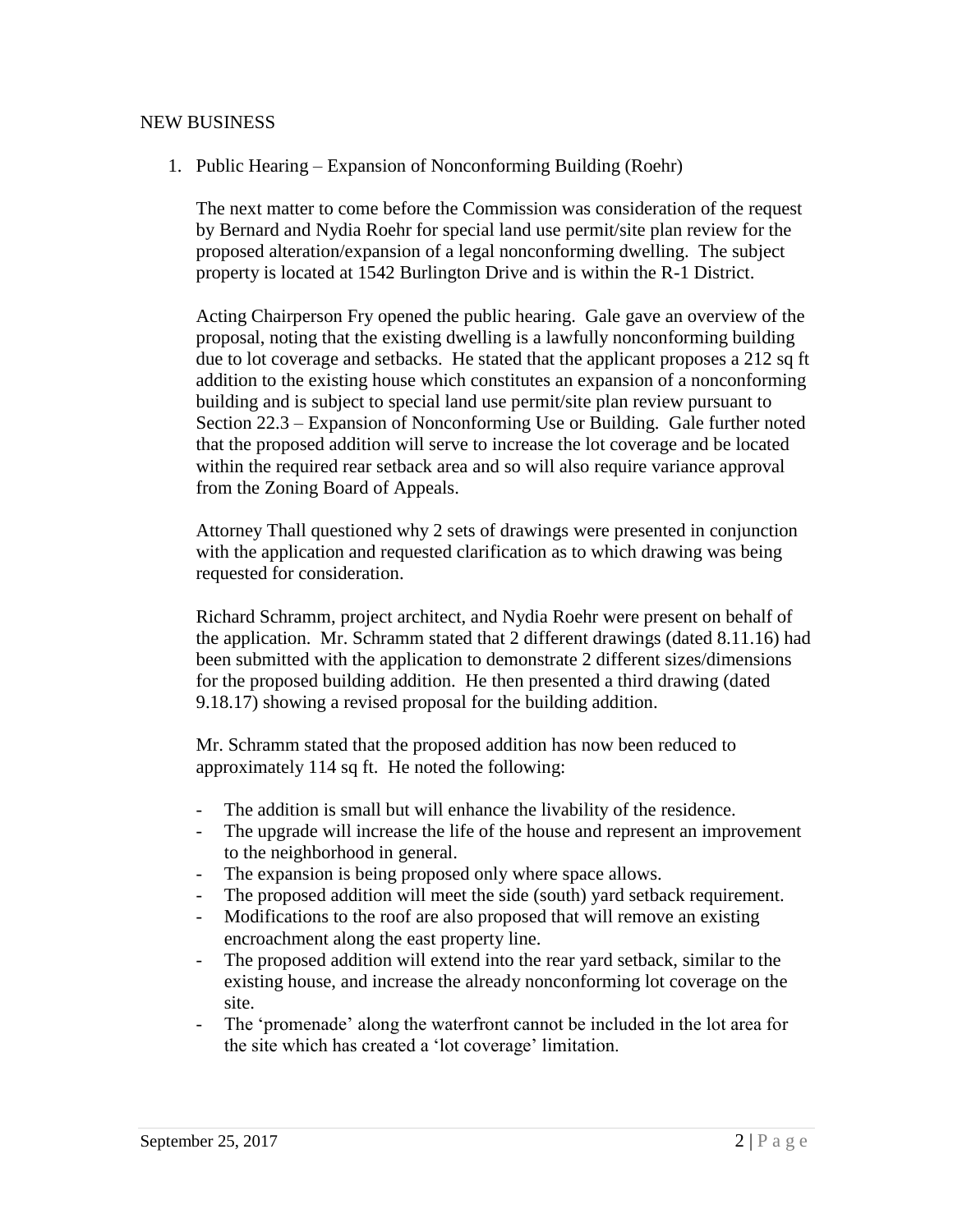## NEW BUSINESS

1. Public Hearing – Expansion of Nonconforming Building (Roehr)

   The next matter to come before the Commission was consideration of the request by Bernard and Nydia Roehr for special land use permit/site plan review for the proposed alteration/expansion of a legal nonconforming dwelling. The subject property is located at 1542 Burlington Drive and is within the R-1 District.

   Acting Chairperson Fry opened the public hearing. Gale gave an overview of the proposal, noting that the existing dwelling is a lawfully nonconforming building due to lot coverage and setbacks. He stated that the applicant proposes a 212 sq ft addition to the existing house which constitutes an expansion of a nonconforming building and is subject to special land use permit/site plan review pursuant to Section 22.3 – Expansion of Nonconforming Use or Building. Gale further noted that the proposed addition will serve to increase the lot coverage and be located within the required rear setback area and so will also require variance approval from the Zoning Board of Appeals.

   Attorney Thall questioned why 2 sets of drawings were presented in conjunction with the application and requested clarification as to which drawing was being requested for consideration.

   Richard Schramm, project architect, and Nydia Roehr were present on behalf of the application. Mr. Schramm stated that 2 different drawings (dated 8.11.16) had been submitted with the application to demonstrate 2 different sizes/dimensions for the proposed building addition. He then presented a third drawing (dated 9.18.17) showing a revised proposal for the building addition.

   Mr. Schramm stated that the proposed addition has now been reduced to approximately 114 sq ft. He noted the following:

   - The addition is small but will enhance the livability of the residence.
   - The upgrade will increase the life of the house and represent an improvement to the neighborhood in general.
   - The expansion is being proposed only where space allows.
   - The proposed addition will meet the side (south) yard setback requirement.
   - Modifications to the roof are also proposed that will remove an existing encroachment along the east property line.
   - The proposed addition will extend into the rear yard setback, similar to the existing house, and increase the already nonconforming lot coverage on the site.
   - The 'promenade' along the waterfront cannot be included in the lot area for the site which has created a 'lot coverage' limitation.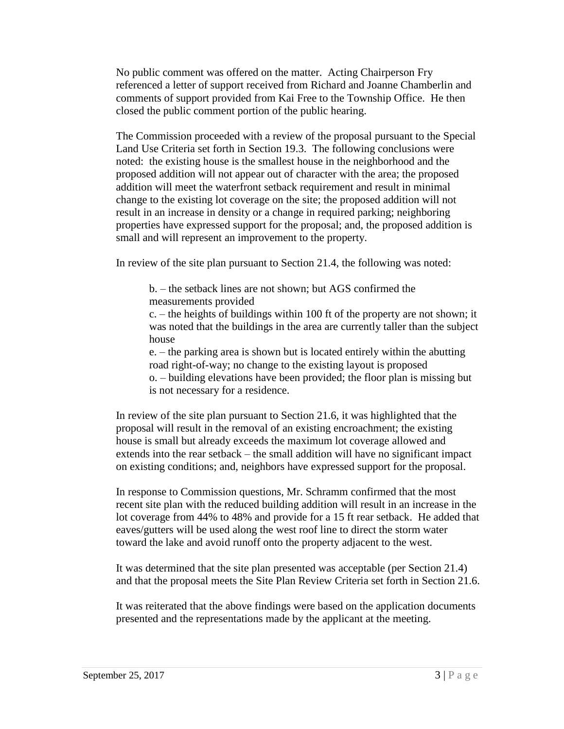No public comment was offered on the matter. Acting Chairperson Fry referenced a letter of support received from Richard and Joanne Chamberlin and comments of support provided from Kai Free to the Township Office. He then closed the public comment portion of the public hearing.

The Commission proceeded with a review of the proposal pursuant to the Special Land Use Criteria set forth in Section 19.3. The following conclusions were noted: the existing house is the smallest house in the neighborhood and the proposed addition will not appear out of character with the area; the proposed addition will meet the waterfront setback requirement and result in minimal change to the existing lot coverage on the site; the proposed addition will not result in an increase in density or a change in required parking; neighboring properties have expressed support for the proposal; and, the proposed addition is small and will represent an improvement to the property.

In review of the site plan pursuant to Section 21.4, the following was noted:

> b. – the setback lines are not shown; but AGS confirmed the measurements provided
> c. – the heights of buildings within 100 ft of the property are not shown; it was noted that the buildings in the area are currently taller than the subject house
> e. – the parking area is shown but is located entirely within the abutting road right-of-way; no change to the existing layout is proposed
> o. – building elevations have been provided; the floor plan is missing but is not necessary for a residence.

In review of the site plan pursuant to Section 21.6, it was highlighted that the proposal will result in the removal of an existing encroachment; the existing house is small but already exceeds the maximum lot coverage allowed and extends into the rear setback – the small addition will have no significant impact on existing conditions; and, neighbors have expressed support for the proposal.

In response to Commission questions, Mr. Schramm confirmed that the most recent site plan with the reduced building addition will result in an increase in the lot coverage from 44% to 48% and provide for a 15 ft rear setback. He added that eaves/gutters will be used along the west roof line to direct the storm water toward the lake and avoid runoff onto the property adjacent to the west.

It was determined that the site plan presented was acceptable (per Section 21.4) and that the proposal meets the Site Plan Review Criteria set forth in Section 21.6.

It was reiterated that the above findings were based on the application documents presented and the representations made by the applicant at the meeting.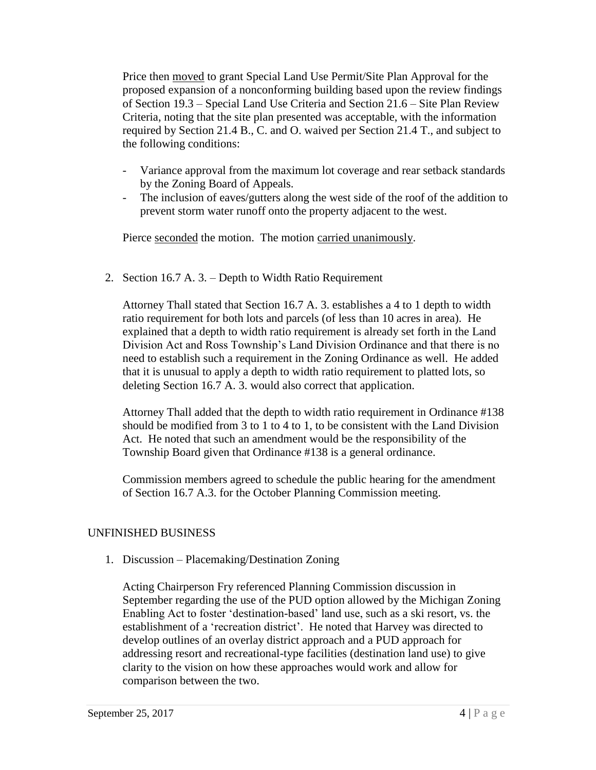Price then <u>moved</u> to grant Special Land Use Permit/Site Plan Approval for the proposed expansion of a nonconforming building based upon the review findings of Section 19.3 – Special Land Use Criteria and Section 21.6 – Site Plan Review Criteria, noting that the site plan presented was acceptable, with the information required by Section 21.4 B., C. and O. waived per Section 21.4 T., and subject to the following conditions:

- Variance approval from the maximum lot coverage and rear setback standards by the Zoning Board of Appeals.
- The inclusion of eaves/gutters along the west side of the roof of the addition to prevent storm water runoff onto the property adjacent to the west.

Pierce <u>seconded</u> the motion. The motion <u>carried unanimously</u>.

2. Section 16.7 A. 3. – Depth to Width Ratio Requirement

   Attorney Thall stated that Section 16.7 A. 3. establishes a 4 to 1 depth to width ratio requirement for both lots and parcels (of less than 10 acres in area). He explained that a depth to width ratio requirement is already set forth in the Land Division Act and Ross Township's Land Division Ordinance and that there is no need to establish such a requirement in the Zoning Ordinance as well. He added that it is unusual to apply a depth to width ratio requirement to platted lots, so deleting Section 16.7 A. 3. would also correct that application.

   Attorney Thall added that the depth to width ratio requirement in Ordinance #138 should be modified from 3 to 1 to 4 to 1, to be consistent with the Land Division Act. He noted that such an amendment would be the responsibility of the Township Board given that Ordinance #138 is a general ordinance.

   Commission members agreed to schedule the public hearing for the amendment of Section 16.7 A.3. for the October Planning Commission meeting.

## UNFINISHED BUSINESS

1. Discussion – Placemaking/Destination Zoning

   Acting Chairperson Fry referenced Planning Commission discussion in September regarding the use of the PUD option allowed by the Michigan Zoning Enabling Act to foster 'destination-based' land use, such as a ski resort, vs. the establishment of a 'recreation district'. He noted that Harvey was directed to develop outlines of an overlay district approach and a PUD approach for addressing resort and recreational-type facilities (destination land use) to give clarity to the vision on how these approaches would work and allow for comparison between the two.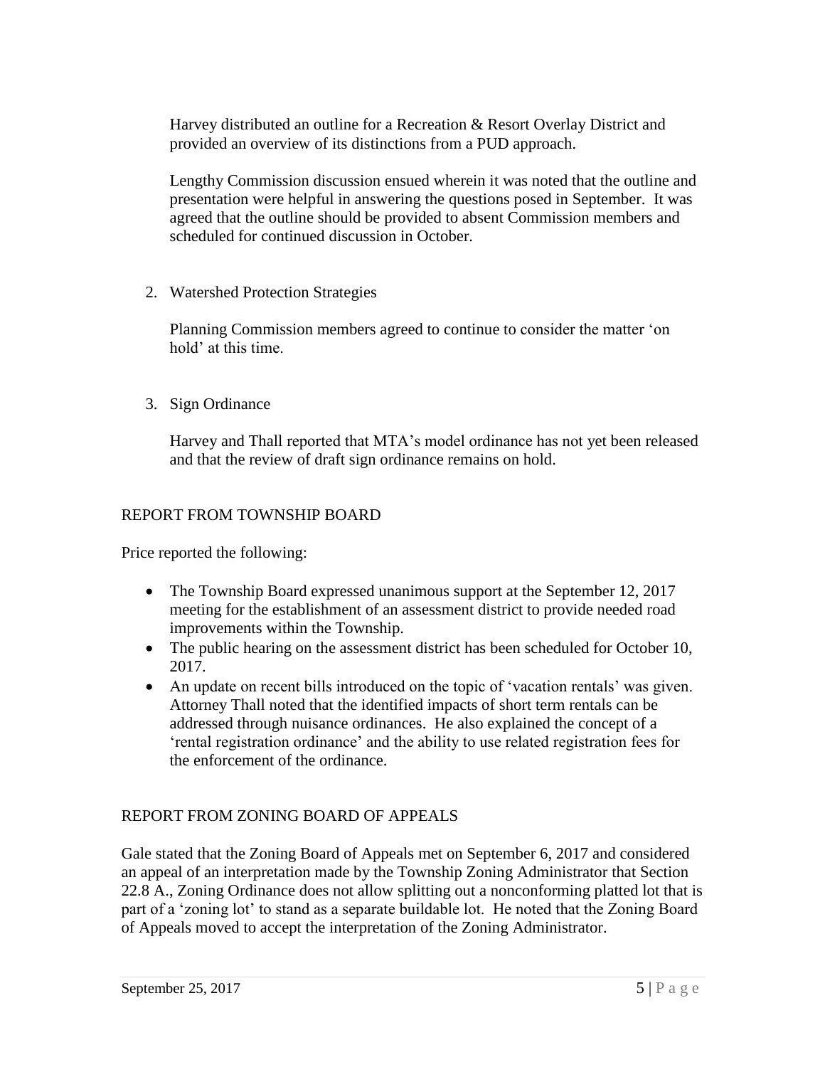Harvey distributed an outline for a Recreation & Resort Overlay District and provided an overview of its distinctions from a PUD approach.

Lengthy Commission discussion ensued wherein it was noted that the outline and presentation were helpful in answering the questions posed in September. It was agreed that the outline should be provided to absent Commission members and scheduled for continued discussion in October.

2. Watershed Protection Strategies

   Planning Commission members agreed to continue to consider the matter 'on hold' at this time.

3. Sign Ordinance

   Harvey and Thall reported that MTA's model ordinance has not yet been released and that the review of draft sign ordinance remains on hold.

## REPORT FROM TOWNSHIP BOARD

Price reported the following:

- The Township Board expressed unanimous support at the September 12, 2017 meeting for the establishment of an assessment district to provide needed road improvements within the Township.
- The public hearing on the assessment district has been scheduled for October 10, 2017.
- An update on recent bills introduced on the topic of 'vacation rentals' was given. Attorney Thall noted that the identified impacts of short term rentals can be addressed through nuisance ordinances. He also explained the concept of a 'rental registration ordinance' and the ability to use related registration fees for the enforcement of the ordinance.

## REPORT FROM ZONING BOARD OF APPEALS

Gale stated that the Zoning Board of Appeals met on September 6, 2017 and considered an appeal of an interpretation made by the Township Zoning Administrator that Section 22.8 A., Zoning Ordinance does not allow splitting out a nonconforming platted lot that is part of a 'zoning lot' to stand as a separate buildable lot. He noted that the Zoning Board of Appeals moved to accept the interpretation of the Zoning Administrator.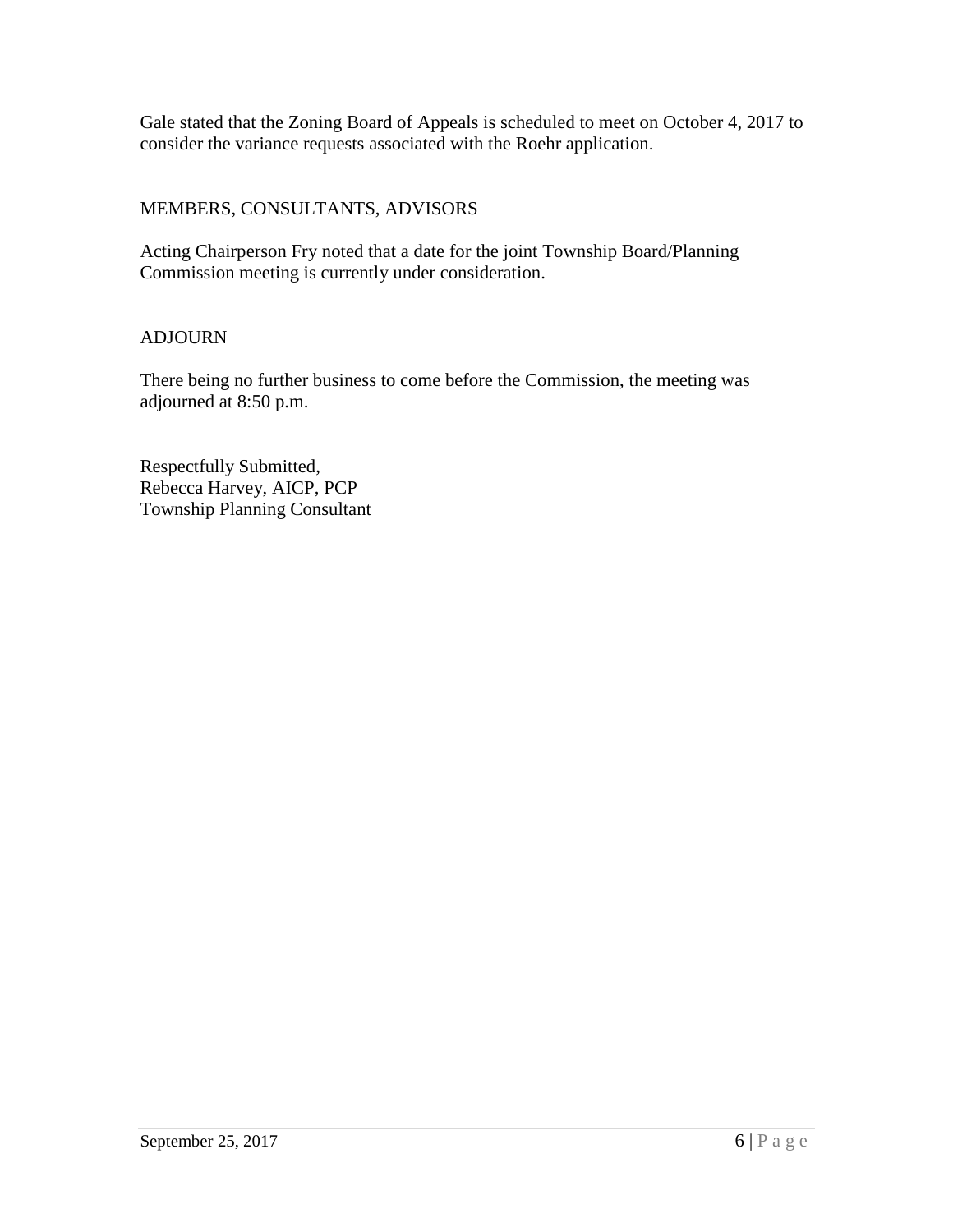Gale stated that the Zoning Board of Appeals is scheduled to meet on October 4, 2017 to consider the variance requests associated with the Roehr application.

## MEMBERS, CONSULTANTS, ADVISORS

Acting Chairperson Fry noted that a date for the joint Township Board/Planning Commission meeting is currently under consideration.

## ADJOURN

There being no further business to come before the Commission, the meeting was adjourned at 8:50 p.m.

Respectfully Submitted,
Rebecca Harvey, AICP, PCP
Township Planning Consultant